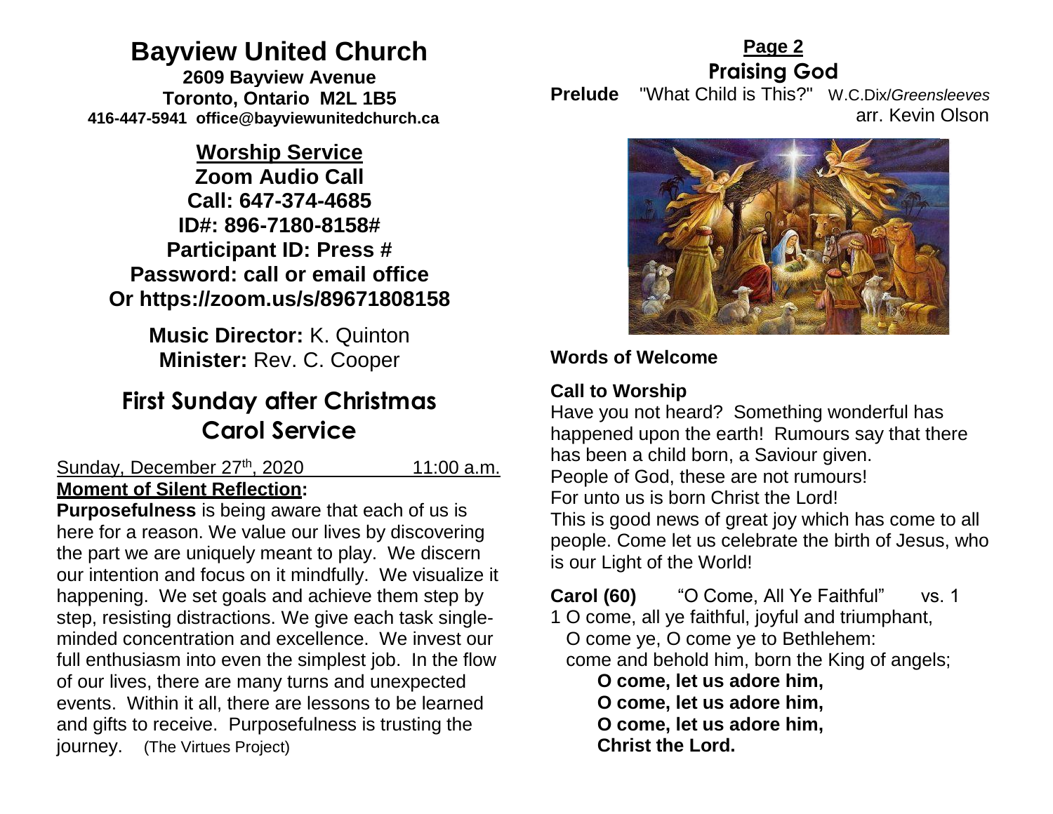# Bayview United Church

**2609 Bayview Avenue**
**Toronto, Ontario M2L 1B5**
**416-447-5941 office@bayviewunitedchurch.ca**

## Worship Service

**Zoom Audio Call**
**Call: 647-374-4685**
**ID#: 896-7180-8158#**
**Participant ID: Press #**
**Password: call or email office**
**Or https://zoom.us/s/89671808158**

**Music Director:** K. Quinton
**Minister:** Rev. C. Cooper

## First Sunday after Christmas Carol Service

Sunday, December 27th, 2020 11:00 a.m.

**Moment of Silent Reflection:**

**Purposefulness** is being aware that each of us is here for a reason. We value our lives by discovering the part we are uniquely meant to play. We discern our intention and focus on it mindfully. We visualize it happening. We set goals and achieve them step by step, resisting distractions. We give each task single-minded concentration and excellence. We invest our full enthusiasm into even the simplest job. In the flow of our lives, there are many turns and unexpected events. Within it all, there are lessons to be learned and gifts to receive. Purposefulness is trusting the journey. (The Virtues Project)

**Page 2**

## Praising God

**Prelude** "What Child is This?" W.C.Dix/*Greensleeves* arr. Kevin Olson

**Words of Welcome**

**Call to Worship**

Have you not heard? Something wonderful has happened upon the earth! Rumours say that there has been a child born, a Saviour given.
People of God, these are not rumours!
For unto us is born Christ the Lord!
This is good news of great joy which has come to all people. Come let us celebrate the birth of Jesus, who is our Light of the World!

**Carol (60)** "O Come, All Ye Faithful" vs. 1

1 O come, all ye faithful, joyful and triumphant,
O come ye, O come ye to Bethlehem:
come and behold him, born the King of angels;
**O come, let us adore him,**
**O come, let us adore him,**
**O come, let us adore him,**
**Christ the Lord.**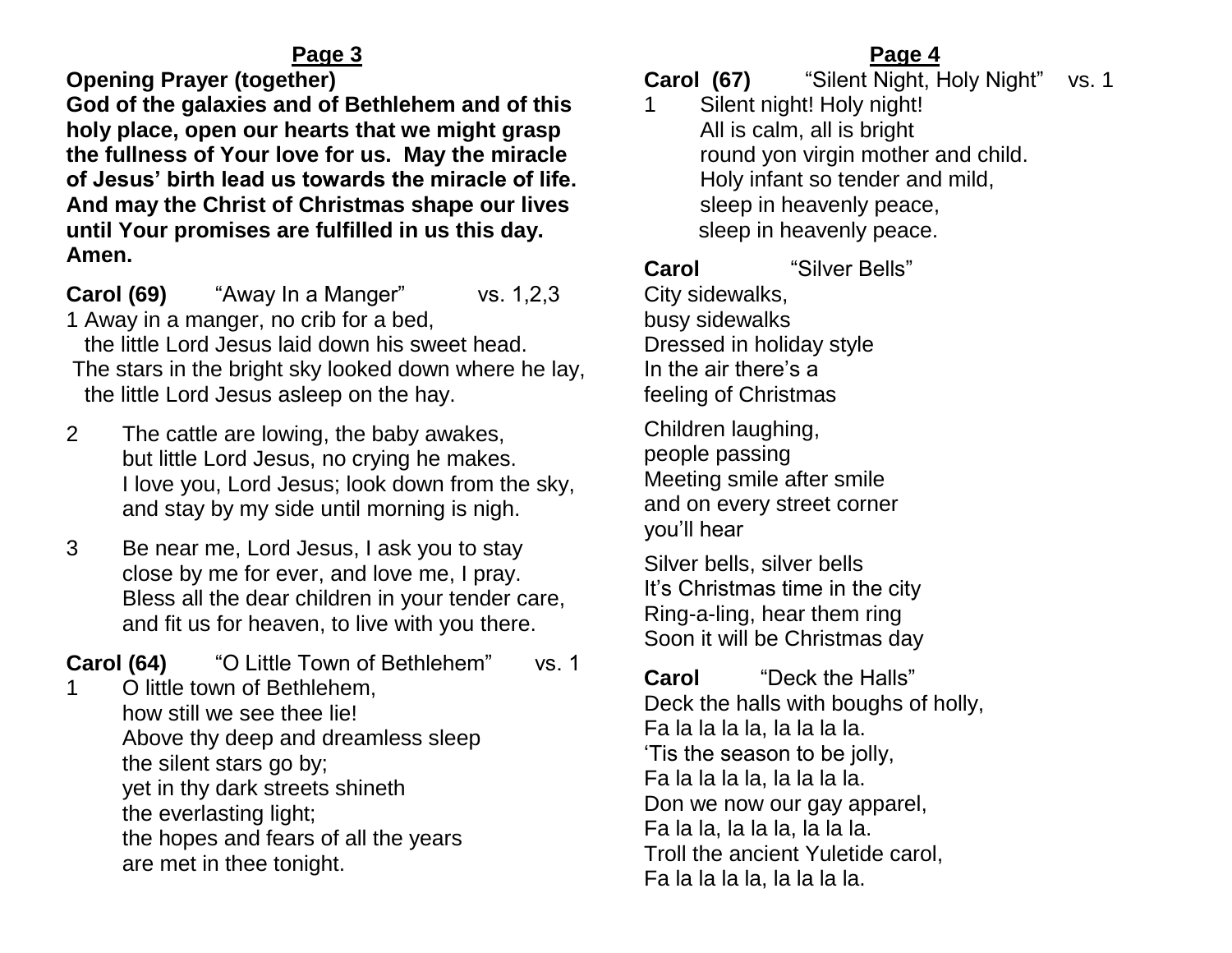**Page 3**

**Opening Prayer (together)**

**God of the galaxies and of Bethlehem and of this holy place, open our hearts that we might grasp the fullness of Your love for us. May the miracle of Jesus' birth lead us towards the miracle of life. And may the Christ of Christmas shape our lives until Your promises are fulfilled in us this day. Amen.**

**Carol (69)** "Away In a Manger" vs. 1,2,3

1 Away in a manger, no crib for a bed,
the little Lord Jesus laid down his sweet head.
The stars in the bright sky looked down where he lay,
the little Lord Jesus asleep on the hay.

2 The cattle are lowing, the baby awakes,
but little Lord Jesus, no crying he makes.
I love you, Lord Jesus; look down from the sky,
and stay by my side until morning is nigh.

3 Be near me, Lord Jesus, I ask you to stay
close by me for ever, and love me, I pray.
Bless all the dear children in your tender care,
and fit us for heaven, to live with you there.

**Carol (64)** "O Little Town of Bethlehem" vs. 1

1 O little town of Bethlehem,
how still we see thee lie!
Above thy deep and dreamless sleep
the silent stars go by;
yet in thy dark streets shineth
the everlasting light;
the hopes and fears of all the years
are met in thee tonight.

**Page 4**

**Carol (67)** "Silent Night, Holy Night" vs. 1

1 Silent night! Holy night!
All is calm, all is bright
round yon virgin mother and child.
Holy infant so tender and mild,
sleep in heavenly peace,
sleep in heavenly peace.

**Carol** "Silver Bells"

City sidewalks,
busy sidewalks
Dressed in holiday style
In the air there's a
feeling of Christmas

Children laughing,
people passing
Meeting smile after smile
and on every street corner
you'll hear

Silver bells, silver bells
It's Christmas time in the city
Ring-a-ling, hear them ring
Soon it will be Christmas day

**Carol** "Deck the Halls"

Deck the halls with boughs of holly,
Fa la la la la, la la la la.
'Tis the season to be jolly,
Fa la la la la, la la la la.
Don we now our gay apparel,
Fa la la, la la la, la la la.
Troll the ancient Yuletide carol,
Fa la la la la, la la la la.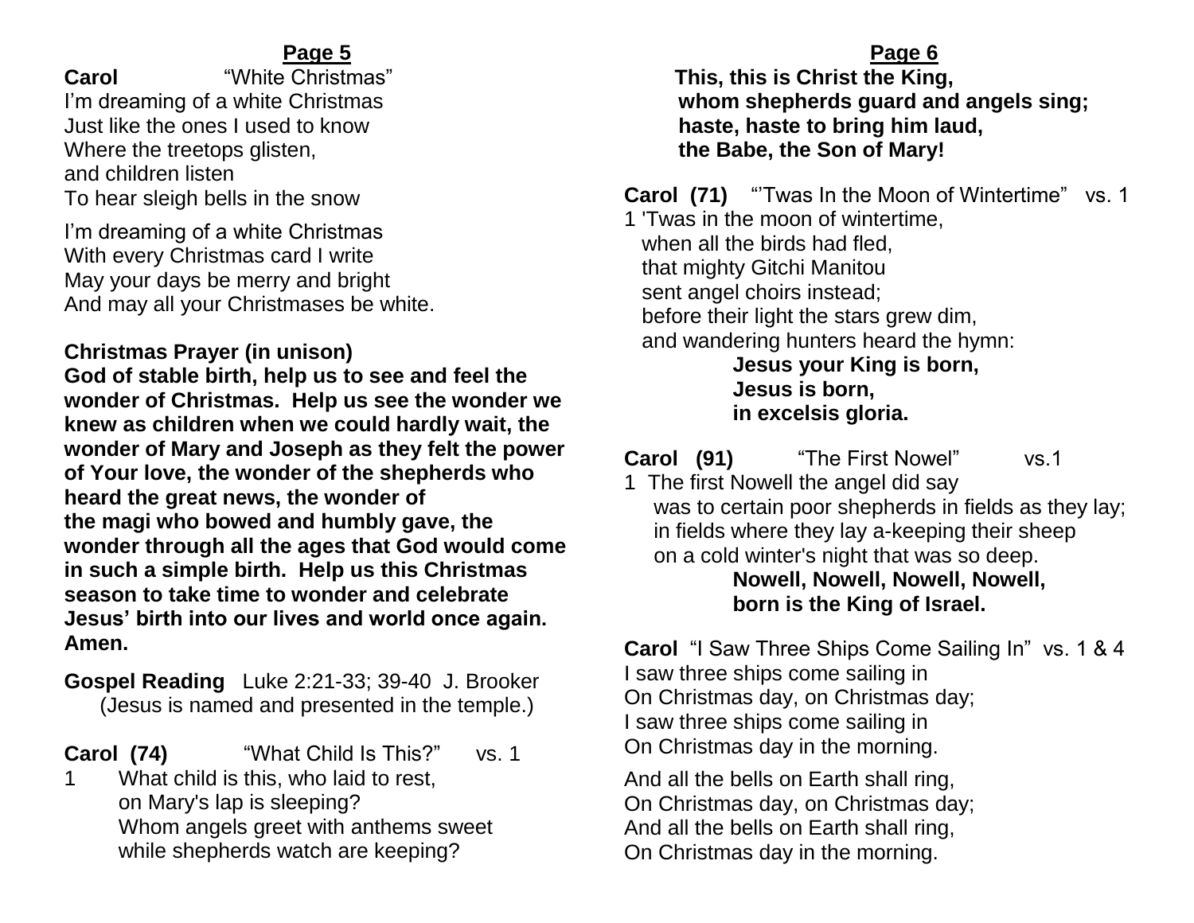**Page 5**

**Carol** "White Christmas"
I'm dreaming of a white Christmas
Just like the ones I used to know
Where the treetops glisten,
and children listen
To hear sleigh bells in the snow

I'm dreaming of a white Christmas
With every Christmas card I write
May your days be merry and bright
And may all your Christmases be white.

**Christmas Prayer (in unison)**
**God of stable birth, help us to see and feel the wonder of Christmas. Help us see the wonder we knew as children when we could hardly wait, the wonder of Mary and Joseph as they felt the power of Your love, the wonder of the shepherds who heard the great news, the wonder of the magi who bowed and humbly gave, the wonder through all the ages that God would come in such a simple birth. Help us this Christmas season to take time to wonder and celebrate Jesus' birth into our lives and world once again. Amen.**

**Gospel Reading** Luke 2:21-33; 39-40 J. Brooker
(Jesus is named and presented in the temple.)

**Carol (74)** "What Child Is This?" vs. 1
1 What child is this, who laid to rest,
on Mary's lap is sleeping?
Whom angels greet with anthems sweet
while shepherds watch are keeping?

**Page 6**

**This, this is Christ the King,**
**whom shepherds guard and angels sing;**
**haste, haste to bring him laud,**
**the Babe, the Son of Mary!**

**Carol (71)** "'Twas In the Moon of Wintertime" vs. 1
1 'Twas in the moon of wintertime,
when all the birds had fled,
that mighty Gitchi Manitou
sent angel choirs instead;
before their light the stars grew dim,
and wandering hunters heard the hymn:
**Jesus your King is born,**
**Jesus is born,**
**in excelsis gloria.**

**Carol (91)** "The First Nowel" vs.1
1 The first Nowell the angel did say
was to certain poor shepherds in fields as they lay;
in fields where they lay a-keeping their sheep
on a cold winter's night that was so deep.
**Nowell, Nowell, Nowell, Nowell,**
**born is the King of Israel.**

**Carol** "I Saw Three Ships Come Sailing In" vs. 1 & 4
I saw three ships come sailing in
On Christmas day, on Christmas day;
I saw three ships come sailing in
On Christmas day in the morning.

And all the bells on Earth shall ring,
On Christmas day, on Christmas day;
And all the bells on Earth shall ring,
On Christmas day in the morning.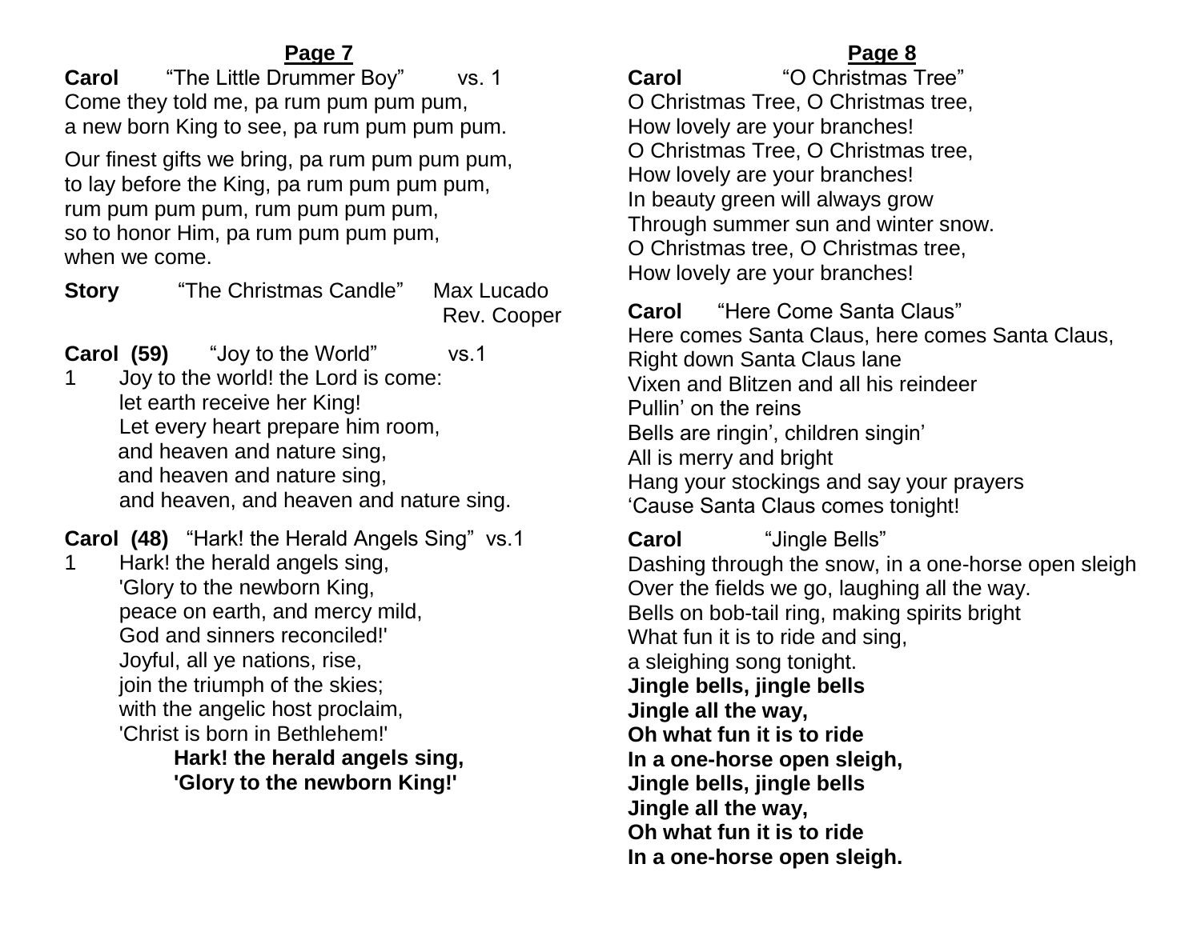## Page 7

**Carol** "The Little Drummer Boy" vs. 1

Come they told me, pa rum pum pum pum,
a new born King to see, pa rum pum pum pum.

Our finest gifts we bring, pa rum pum pum pum,
to lay before the King, pa rum pum pum pum,
rum pum pum pum, rum pum pum pum,
so to honor Him, pa rum pum pum pum,
when we come.

**Story** "The Christmas Candle" Max Lucado
Rev. Cooper

**Carol (59)** "Joy to the World" vs.1

1 Joy to the world! the Lord is come:
let earth receive her King!
Let every heart prepare him room,
and heaven and nature sing,
and heaven and nature sing,
and heaven, and heaven and nature sing.

**Carol (48)** "Hark! the Herald Angels Sing" vs.1

1 Hark! the herald angels sing,
'Glory to the newborn King,
peace on earth, and mercy mild,
God and sinners reconciled!'
Joyful, all ye nations, rise,
join the triumph of the skies;
with the angelic host proclaim,
'Christ is born in Bethlehem!'
**Hark! the herald angels sing,**
**'Glory to the newborn King!'**

## Page 8

**Carol** "O Christmas Tree"

O Christmas Tree, O Christmas tree,
How lovely are your branches!
O Christmas Tree, O Christmas tree,
How lovely are your branches!
In beauty green will always grow
Through summer sun and winter snow.
O Christmas tree, O Christmas tree,
How lovely are your branches!

**Carol** "Here Come Santa Claus"

Here comes Santa Claus, here comes Santa Claus,
Right down Santa Claus lane
Vixen and Blitzen and all his reindeer
Pullin' on the reins
Bells are ringin', children singin'
All is merry and bright
Hang your stockings and say your prayers
'Cause Santa Claus comes tonight!

**Carol** "Jingle Bells"

Dashing through the snow, in a one-horse open sleigh
Over the fields we go, laughing all the way.
Bells on bob-tail ring, making spirits bright
What fun it is to ride and sing,
a sleighing song tonight.
**Jingle bells, jingle bells**
**Jingle all the way,**
**Oh what fun it is to ride**
**In a one-horse open sleigh,**
**Jingle bells, jingle bells**
**Jingle all the way,**
**Oh what fun it is to ride**
**In a one-horse open sleigh.**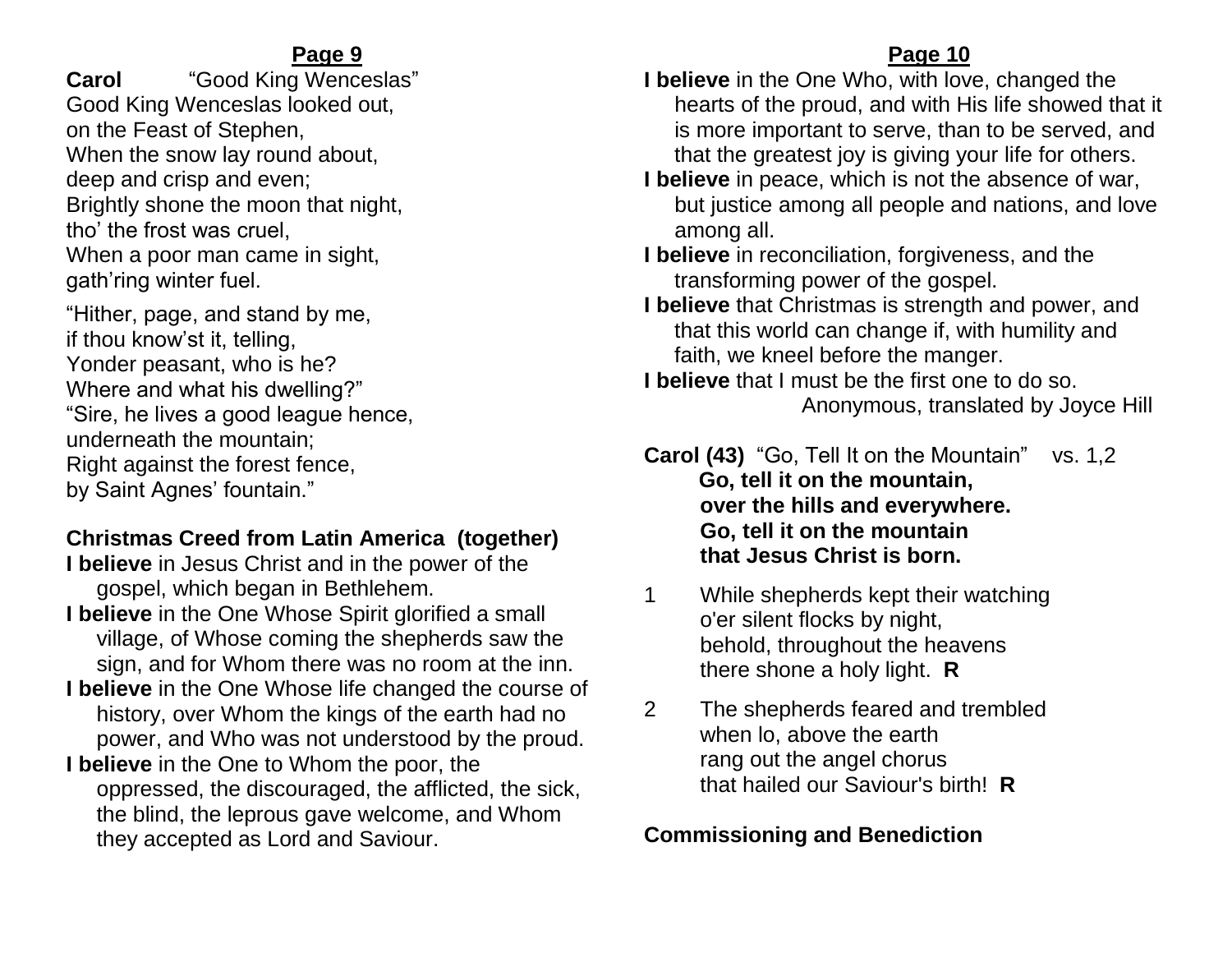**Carol** "Good King Wenceslas"

Good King Wenceslas looked out,
on the Feast of Stephen,
When the snow lay round about,
deep and crisp and even;
Brightly shone the moon that night,
tho' the frost was cruel,
When a poor man came in sight,
gath'ring winter fuel.

"Hither, page, and stand by me,
if thou know'st it, telling,
Yonder peasant, who is he?
Where and what his dwelling?"
"Sire, he lives a good league hence,
underneath the mountain;
Right against the forest fence,
by Saint Agnes' fountain."

**Christmas Creed from Latin America (together)**

**I believe** in Jesus Christ and in the power of the gospel, which began in Bethlehem.

**I believe** in the One Whose Spirit glorified a small village, of Whose coming the shepherds saw the sign, and for Whom there was no room at the inn.

**I believe** in the One Whose life changed the course of history, over Whom the kings of the earth had no power, and Who was not understood by the proud.

**I believe** in the One to Whom the poor, the oppressed, the discouraged, the afflicted, the sick, the blind, the leprous gave welcome, and Whom they accepted as Lord and Saviour.

**I believe** in the One Who, with love, changed the hearts of the proud, and with His life showed that it is more important to serve, than to be served, and that the greatest joy is giving your life for others.

**I believe** in peace, which is not the absence of war, but justice among all people and nations, and love among all.

**I believe** in reconciliation, forgiveness, and the transforming power of the gospel.

**I believe** that Christmas is strength and power, and that this world can change if, with humility and faith, we kneel before the manger.

**I believe** that I must be the first one to do so.

Anonymous, translated by Joyce Hill

**Carol (43)** "Go, Tell It on the Mountain" vs. 1,2

**Go, tell it on the mountain,**
**over the hills and everywhere.**
**Go, tell it on the mountain**
**that Jesus Christ is born.**

1 While shepherds kept their watching
o'er silent flocks by night,
behold, throughout the heavens
there shone a holy light. **R**

2 The shepherds feared and trembled
when lo, above the earth
rang out the angel chorus
that hailed our Saviour's birth! **R**

**Commissioning and Benediction**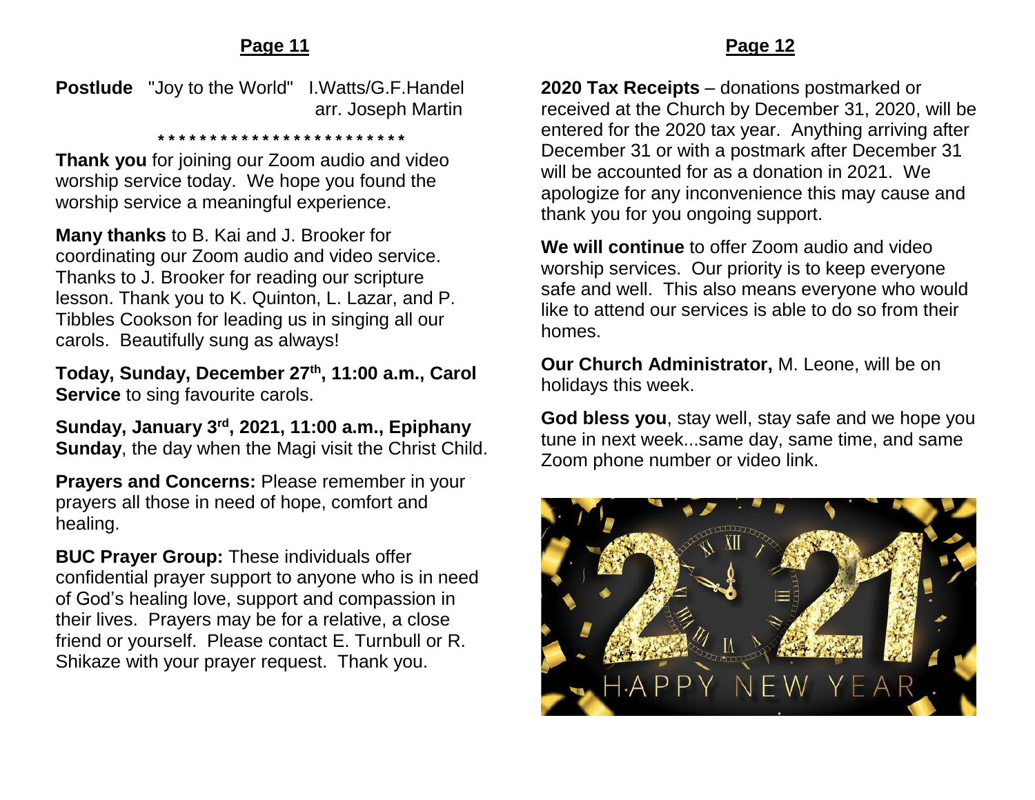**Postlude** "Joy to the World" I.Watts/G.F.Handel
arr. Joseph Martin

\* \* \* \* \* \* \* \* \* \* \* \* \* \* \* \* \* \* \* \* \* \* \* \*

**Thank you** for joining our Zoom audio and video worship service today. We hope you found the worship service a meaningful experience.

**Many thanks** to B. Kai and J. Brooker for coordinating our Zoom audio and video service. Thanks to J. Brooker for reading our scripture lesson. Thank you to K. Quinton, L. Lazar, and P. Tibbles Cookson for leading us in singing all our carols. Beautifully sung as always!

**Today, Sunday, December 27th, 11:00 a.m., Carol Service** to sing favourite carols.

**Sunday, January 3rd, 2021, 11:00 a.m., Epiphany Sunday**, the day when the Magi visit the Christ Child.

**Prayers and Concerns:** Please remember in your prayers all those in need of hope, comfort and healing.

**BUC Prayer Group:** These individuals offer confidential prayer support to anyone who is in need of God's healing love, support and compassion in their lives. Prayers may be for a relative, a close friend or yourself. Please contact E. Turnbull or R. Shikaze with your prayer request. Thank you.

**2020 Tax Receipts** – donations postmarked or received at the Church by December 31, 2020, will be entered for the 2020 tax year. Anything arriving after December 31 or with a postmark after December 31 will be accounted for as a donation in 2021. We apologize for any inconvenience this may cause and thank you for you ongoing support.

**We will continue** to offer Zoom audio and video worship services. Our priority is to keep everyone safe and well. This also means everyone who would like to attend our services is able to do so from their homes.

**Our Church Administrator,** M. Leone, will be on holidays this week.

**God bless you**, stay well, stay safe and we hope you tune in next week...same day, same time, and same Zoom phone number or video link.

2021

HAPPY NEW YEAR